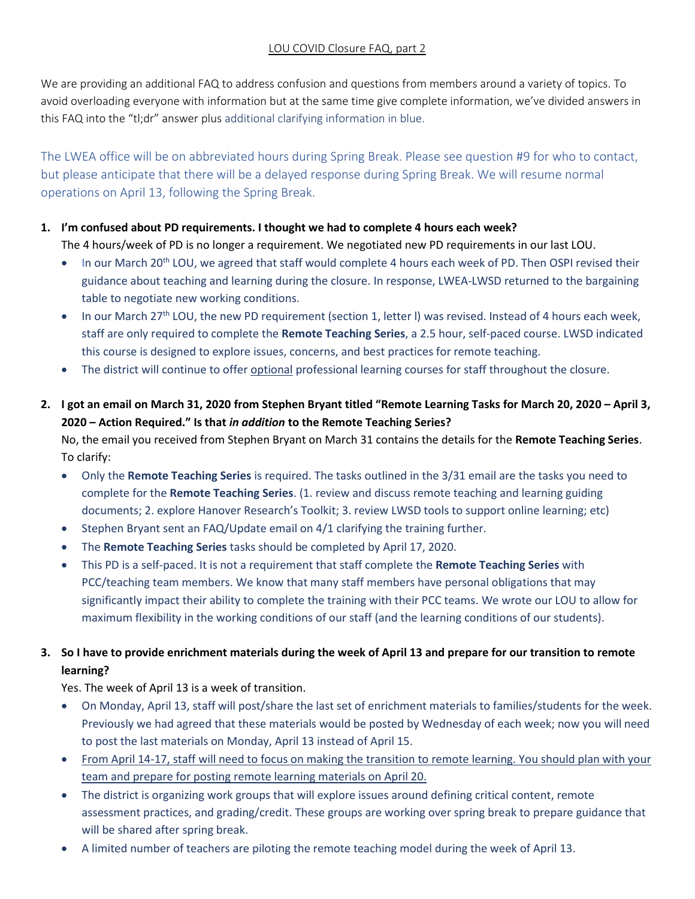# LOU COVID Closure FAQ, part 2

We are providing an additional FAQ to address confusion and questions from members around a variety of topics. To avoid overloading everyone with information but at the same time give complete information, we've divided answers in this FAQ into the "tl;dr" answer plus additional clarifying information in blue.

The LWEA office will be on abbreviated hours during Spring Break. Please see question #9 for who to contact, but please anticipate that there will be a delayed response during Spring Break. We will resume normal operations on April 13, following the Spring Break.

1. **I'm confused about PD requirements. I thought we had to complete 4 hours each week?**
   The 4 hours/week of PD is no longer a requirement. We negotiated new PD requirements in our last LOU.
   - In our March 20th LOU, we agreed that staff would complete 4 hours each week of PD. Then OSPI revised their guidance about teaching and learning during the closure. In response, LWEA-LWSD returned to the bargaining table to negotiate new working conditions.
   - In our March 27th LOU, the new PD requirement (section 1, letter l) was revised. Instead of 4 hours each week, staff are only required to complete the **Remote Teaching Series**, a 2.5 hour, self-paced course. LWSD indicated this course is designed to explore issues, concerns, and best practices for remote teaching.
   - The district will continue to offer optional professional learning courses for staff throughout the closure.

2. **I got an email on March 31, 2020 from Stephen Bryant titled "Remote Learning Tasks for March 20, 2020 – April 3, 2020 – Action Required." Is that *in addition* to the Remote Teaching Series?**
   No, the email you received from Stephen Bryant on March 31 contains the details for the **Remote Teaching Series**. To clarify:
   - Only the **Remote Teaching Series** is required. The tasks outlined in the 3/31 email are the tasks you need to complete for the **Remote Teaching Series**. (1. review and discuss remote teaching and learning guiding documents; 2. explore Hanover Research's Toolkit; 3. review LWSD tools to support online learning; etc)
   - Stephen Bryant sent an FAQ/Update email on 4/1 clarifying the training further.
   - The **Remote Teaching Series** tasks should be completed by April 17, 2020.
   - This PD is a self-paced. It is not a requirement that staff complete the **Remote Teaching Series** with PCC/teaching team members. We know that many staff members have personal obligations that may significantly impact their ability to complete the training with their PCC teams. We wrote our LOU to allow for maximum flexibility in the working conditions of our staff (and the learning conditions of our students).

3. **So I have to provide enrichment materials during the week of April 13 and prepare for our transition to remote learning?**
   Yes. The week of April 13 is a week of transition.
   - On Monday, April 13, staff will post/share the last set of enrichment materials to families/students for the week. Previously we had agreed that these materials would be posted by Wednesday of each week; now you will need to post the last materials on Monday, April 13 instead of April 15.
   - From April 14-17, staff will need to focus on making the transition to remote learning. You should plan with your team and prepare for posting remote learning materials on April 20.
   - The district is organizing work groups that will explore issues around defining critical content, remote assessment practices, and grading/credit. These groups are working over spring break to prepare guidance that will be shared after spring break.
   - A limited number of teachers are piloting the remote teaching model during the week of April 13.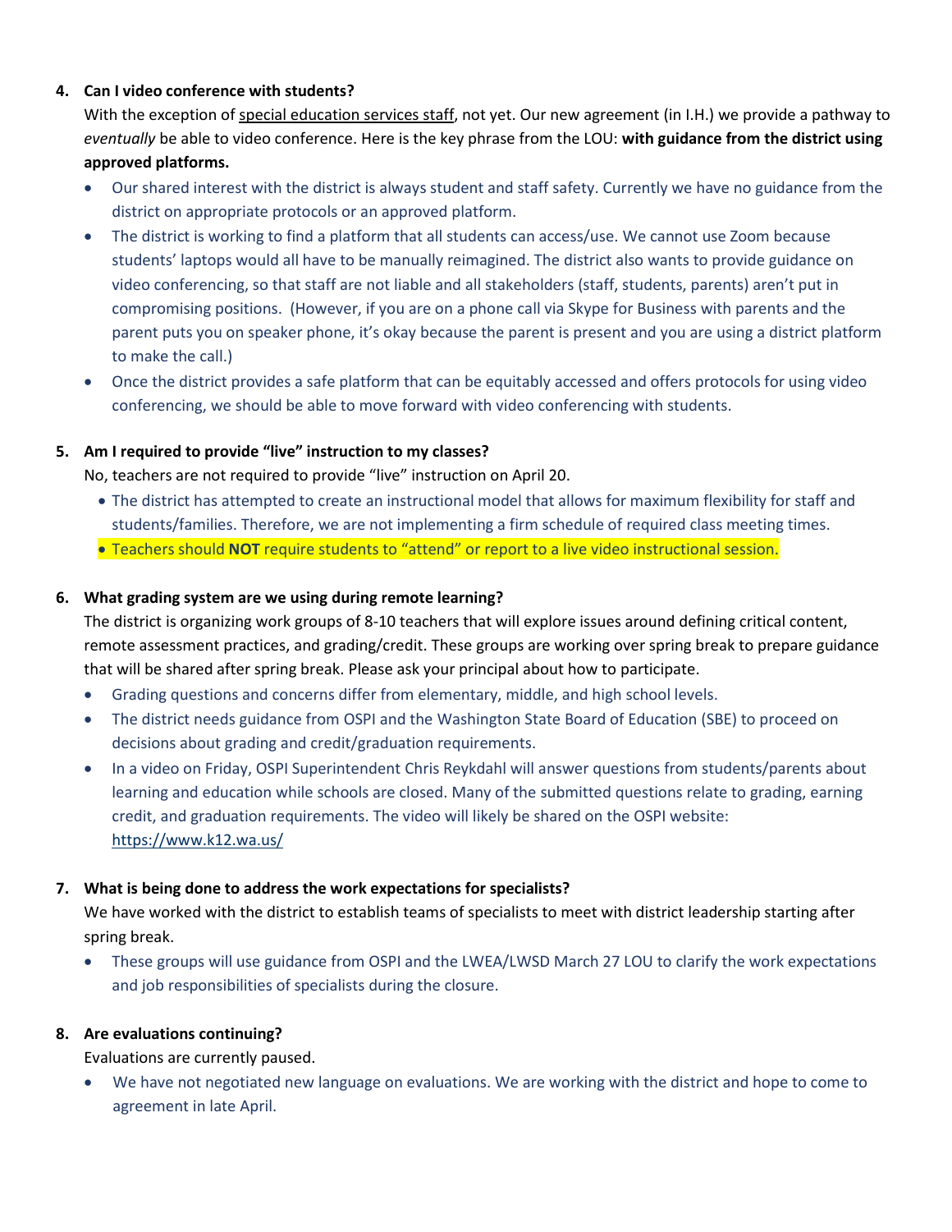4. **Can I video conference with students?**

   With the exception of special education services staff, not yet. Our new agreement (in I.H.) we provide a pathway to *eventually* be able to video conference. Here is the key phrase from the LOU: **with guidance from the district using approved platforms.**

   - Our shared interest with the district is always student and staff safety. Currently we have no guidance from the district on appropriate protocols or an approved platform.
   - The district is working to find a platform that all students can access/use. We cannot use Zoom because students' laptops would all have to be manually reimagined. The district also wants to provide guidance on video conferencing, so that staff are not liable and all stakeholders (staff, students, parents) aren't put in compromising positions. (However, if you are on a phone call via Skype for Business with parents and the parent puts you on speaker phone, it's okay because the parent is present and you are using a district platform to make the call.)
   - Once the district provides a safe platform that can be equitably accessed and offers protocols for using video conferencing, we should be able to move forward with video conferencing with students.

5. **Am I required to provide "live" instruction to my classes?**

   No, teachers are not required to provide "live" instruction on April 20.

   - The district has attempted to create an instructional model that allows for maximum flexibility for staff and students/families. Therefore, we are not implementing a firm schedule of required class meeting times.
   - Teachers should **NOT** require students to "attend" or report to a live video instructional session.

6. **What grading system are we using during remote learning?**

   The district is organizing work groups of 8-10 teachers that will explore issues around defining critical content, remote assessment practices, and grading/credit. These groups are working over spring break to prepare guidance that will be shared after spring break. Please ask your principal about how to participate.

   - Grading questions and concerns differ from elementary, middle, and high school levels.
   - The district needs guidance from OSPI and the Washington State Board of Education (SBE) to proceed on decisions about grading and credit/graduation requirements.
   - In a video on Friday, OSPI Superintendent Chris Reykdahl will answer questions from students/parents about learning and education while schools are closed. Many of the submitted questions relate to grading, earning credit, and graduation requirements. The video will likely be shared on the OSPI website: https://www.k12.wa.us/

7. **What is being done to address the work expectations for specialists?**

   We have worked with the district to establish teams of specialists to meet with district leadership starting after spring break.

   - These groups will use guidance from OSPI and the LWEA/LWSD March 27 LOU to clarify the work expectations and job responsibilities of specialists during the closure.

8. **Are evaluations continuing?**

   Evaluations are currently paused.

   - We have not negotiated new language on evaluations. We are working with the district and hope to come to agreement in late April.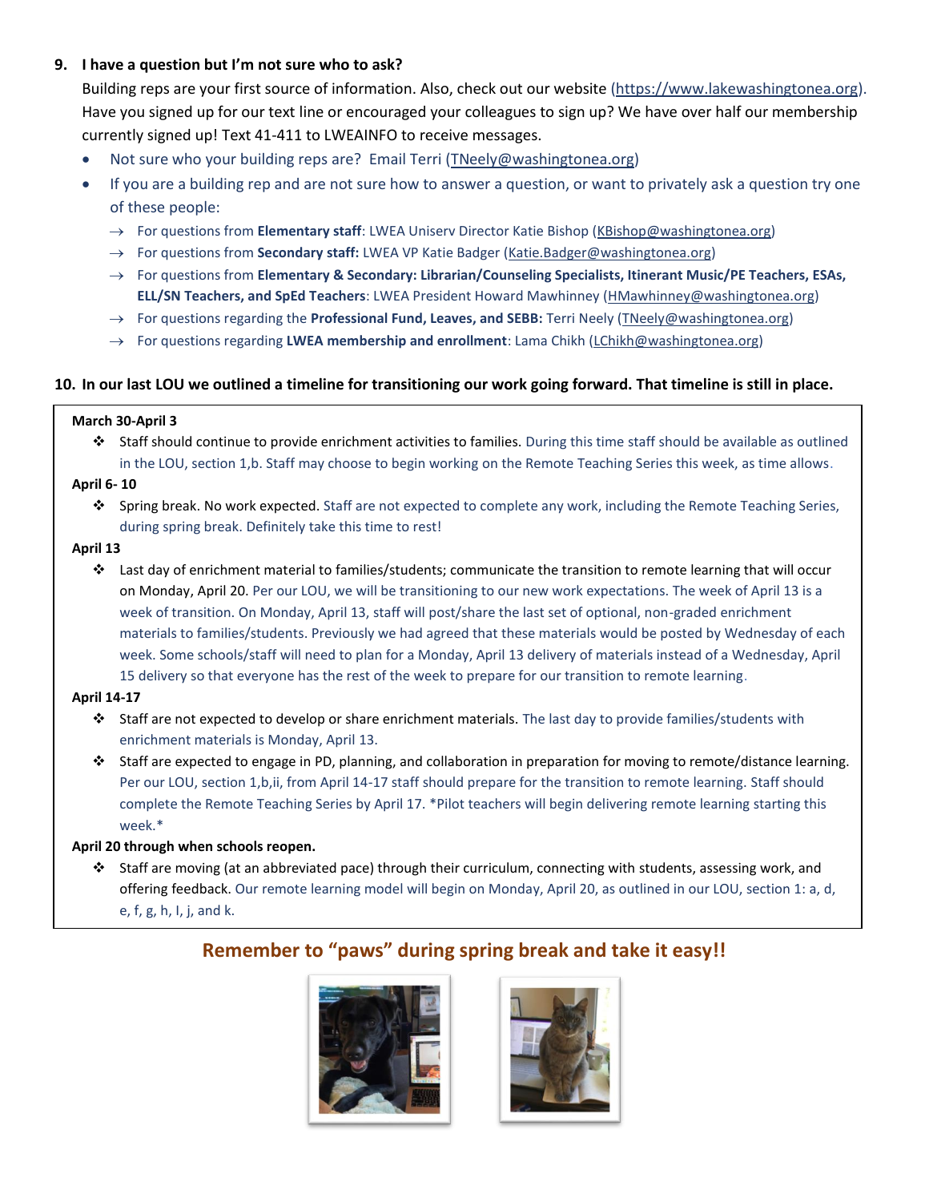9. **I have a question but I'm not sure who to ask?**

   Building reps are your first source of information. Also, check out our website (https://www.lakewashingtonea.org). Have you signed up for our text line or encouraged your colleagues to sign up? We have over half our membership currently signed up! Text 41-411 to LWEAINFO to receive messages.

   - Not sure who your building reps are? Email Terri (TNeely@washingtonea.org)
   - If you are a building rep and are not sure how to answer a question, or want to privately ask a question try one of these people:
     - → For questions from **Elementary staff**: LWEA Uniserv Director Katie Bishop (KBishop@washingtonea.org)
     - → For questions from **Secondary staff:** LWEA VP Katie Badger (Katie.Badger@washingtonea.org)
     - → For questions from **Elementary & Secondary: Librarian/Counseling Specialists, Itinerant Music/PE Teachers, ESAs, ELL/SN Teachers, and SpEd Teachers**: LWEA President Howard Mawhinney (HMawhinney@washingtonea.org)
     - → For questions regarding the **Professional Fund, Leaves, and SEBB:** Terri Neely (TNeely@washingtonea.org)
     - → For questions regarding **LWEA membership and enrollment**: Lama Chikh (LChikh@washingtonea.org)

10. **In our last LOU we outlined a timeline for transitioning our work going forward. That timeline is still in place.**

**March 30-April 3**

- ❖ Staff should continue to provide enrichment activities to families. During this time staff should be available as outlined in the LOU, section 1,b. Staff may choose to begin working on the Remote Teaching Series this week, as time allows.

**April 6- 10**

- ❖ Spring break. No work expected. Staff are not expected to complete any work, including the Remote Teaching Series, during spring break. Definitely take this time to rest!

**April 13**

- ❖ Last day of enrichment material to families/students; communicate the transition to remote learning that will occur on Monday, April 20. Per our LOU, we will be transitioning to our new work expectations. The week of April 13 is a week of transition. On Monday, April 13, staff will post/share the last set of optional, non-graded enrichment materials to families/students. Previously we had agreed that these materials would be posted by Wednesday of each week. Some schools/staff will need to plan for a Monday, April 13 delivery of materials instead of a Wednesday, April 15 delivery so that everyone has the rest of the week to prepare for our transition to remote learning.

**April 14-17**

- ❖ Staff are not expected to develop or share enrichment materials. The last day to provide families/students with enrichment materials is Monday, April 13.
- ❖ Staff are expected to engage in PD, planning, and collaboration in preparation for moving to remote/distance learning. Per our LOU, section 1,b,ii, from April 14-17 staff should prepare for the transition to remote learning. Staff should complete the Remote Teaching Series by April 17. *Pilot teachers will begin delivering remote learning starting this week.*

**April 20 through when schools reopen.**

- ❖ Staff are moving (at an abbreviated pace) through their curriculum, connecting with students, assessing work, and offering feedback. Our remote learning model will begin on Monday, April 20, as outlined in our LOU, section 1: a, d, e, f, g, h, I, j, and k.

## Remember to "paws" during spring break and take it easy!!